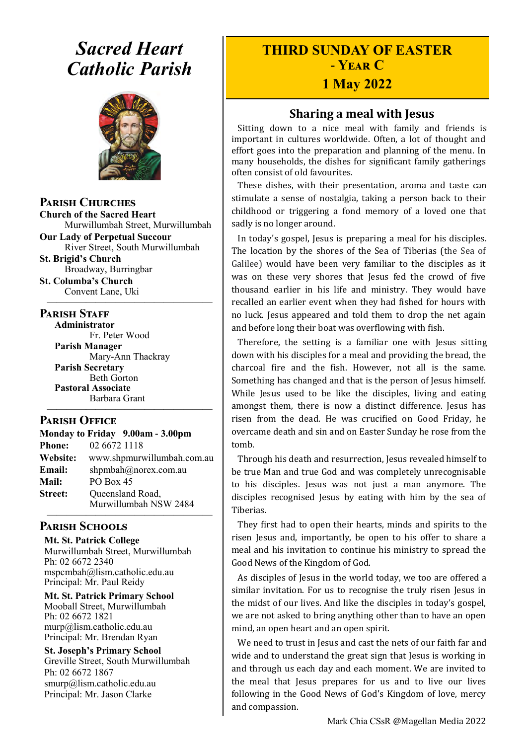# Sacred Heart Catholic Parish

## Parish Churches

**Church of the Sacred Heart**
Murwillumbah Street, Murwillumbah

**Our Lady of Perpetual Succour**
River Street, South Murwillumbah

**St. Brigid's Church**
Broadway, Burringbar

**St. Columba's Church**
Convent Lane, Uki

## Parish Staff

**Administrator**
Fr. Peter Wood

**Parish Manager**
Mary-Ann Thackray

**Parish Secretary**
Beth Gorton

**Pastoral Associate**
Barbara Grant

## Parish Office

**Monday to Friday 9.00am - 3.00pm**

**Phone:** 02 6672 1118
**Website:** www.shpmurwillumbah.com.au
**Email:** shpmbah@norex.com.au
**Mail:** PO Box 45
**Street:** Queensland Road, Murwillumbah NSW 2484

## Parish Schools

**Mt. St. Patrick College**
Murwillumbah Street, Murwillumbah
Ph: 02 6672 2340
mspcmbah@lism.catholic.edu.au
Principal: Mr. Paul Reidy

**Mt. St. Patrick Primary School**
Mooball Street, Murwillumbah
Ph: 02 6672 1821
murp@lism.catholic.edu.au
Principal: Mr. Brendan Ryan

**St. Joseph's Primary School**
Greville Street, South Murwillumbah
Ph: 02 6672 1867
smurp@lism.catholic.edu.au
Principal: Mr. Jason Clarke

# THIRD SUNDAY OF EASTER - YEAR C
## 1 May 2022

## Sharing a meal with Jesus

Sitting down to a nice meal with family and friends is important in cultures worldwide. Often, a lot of thought and effort goes into the preparation and planning of the menu. In many households, the dishes for significant family gatherings often consist of old favourites.

These dishes, with their presentation, aroma and taste can stimulate a sense of nostalgia, taking a person back to their childhood or triggering a fond memory of a loved one that sadly is no longer around.

In today's gospel, Jesus is preparing a meal for his disciples. The location by the shores of the Sea of Tiberias (the Sea of Galilee) would have been very familiar to the disciples as it was on these very shores that Jesus fed the crowd of five thousand earlier in his life and ministry. They would have recalled an earlier event when they had fished for hours with no luck. Jesus appeared and told them to drop the net again and before long their boat was overflowing with fish.

Therefore, the setting is a familiar one with Jesus sitting down with his disciples for a meal and providing the bread, the charcoal fire and the fish. However, not all is the same. Something has changed and that is the person of Jesus himself. While Jesus used to be like the disciples, living and eating amongst them, there is now a distinct difference. Jesus has risen from the dead. He was crucified on Good Friday, he overcame death and sin and on Easter Sunday he rose from the tomb.

Through his death and resurrection, Jesus revealed himself to be true Man and true God and was completely unrecognisable to his disciples. Jesus was not just a man anymore. The disciples recognised Jesus by eating with him by the sea of Tiberias.

They first had to open their hearts, minds and spirits to the risen Jesus and, importantly, be open to his offer to share a meal and his invitation to continue his ministry to spread the Good News of the Kingdom of God.

As disciples of Jesus in the world today, we too are offered a similar invitation. For us to recognise the truly risen Jesus in the midst of our lives. And like the disciples in today's gospel, we are not asked to bring anything other than to have an open mind, an open heart and an open spirit.

We need to trust in Jesus and cast the nets of our faith far and wide and to understand the great sign that Jesus is working in and through us each day and each moment. We are invited to the meal that Jesus prepares for us and to live our lives following in the Good News of God's Kingdom of love, mercy and compassion.

Mark Chia CSsR @Magellan Media 2022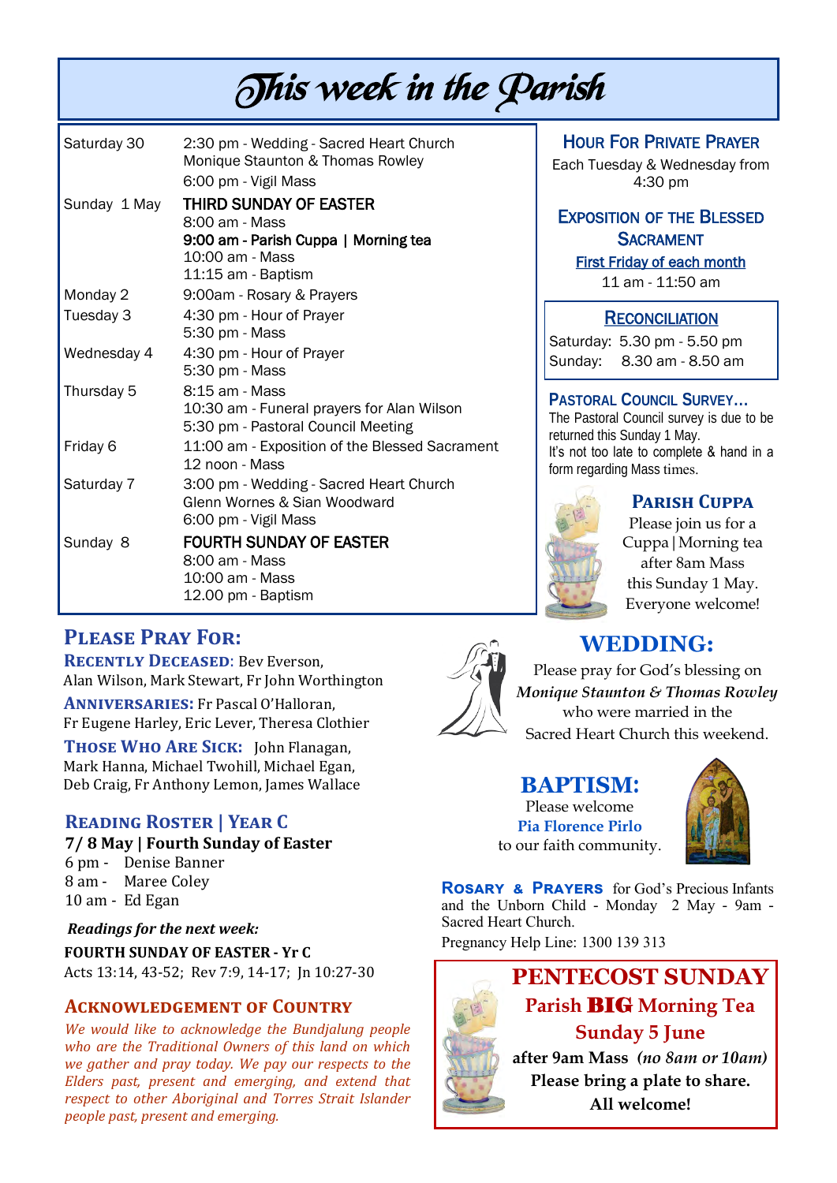# This week in the Parish

| | |
|---|---|
| Saturday 30 | 2:30 pm - Wedding - Sacred Heart Church<br>Monique Staunton & Thomas Rowley<br>6:00 pm - Vigil Mass |
| Sunday 1 May | THIRD SUNDAY OF EASTER<br>8:00 am - Mass<br>**9:00 am - Parish Cuppa \| Morning tea**<br>10:00 am - Mass<br>11:15 am - Baptism |
| Monday 2 | 9:00am - Rosary & Prayers |
| Tuesday 3 | 4:30 pm - Hour of Prayer<br>5:30 pm - Mass |
| Wednesday 4 | 4:30 pm - Hour of Prayer<br>5:30 pm - Mass |
| Thursday 5 | 8:15 am - Mass<br>10:30 am - Funeral prayers for Alan Wilson<br>5:30 pm - Pastoral Council Meeting |
| Friday 6 | 11:00 am - Exposition of the Blessed Sacrament<br>12 noon - Mass |
| Saturday 7 | 3:00 pm - Wedding - Sacred Heart Church<br>Glenn Wornes & Sian Woodward<br>6:00 pm - Vigil Mass |
| Sunday 8 | FOURTH SUNDAY OF EASTER<br>8:00 am - Mass<br>10:00 am - Mass<br>12.00 pm - Baptism |

### Hour For Private Prayer

Each Tuesday & Wednesday from 4:30 pm

### Exposition of the Blessed Sacrament

First Friday of each month

11 am - 11:50 am

### Reconciliation

Saturday: 5.30 pm - 5.50 pm

Sunday: 8.30 am - 8.50 am

### Pastoral Council Survey…

The Pastoral Council survey is due to be returned this Sunday 1 May.

It's not too late to complete & hand in a form regarding Mass times.

### Parish Cuppa

Please join us for a Cuppa | Morning tea after 8am Mass this Sunday 1 May. Everyone welcome!

## Please Pray For:

**Recently Deceased**: Bev Everson, Alan Wilson, Mark Stewart, Fr John Worthington

**Anniversaries:** Fr Pascal O'Halloran, Fr Eugene Harley, Eric Lever, Theresa Clothier

**Those Who Are Sick:** John Flanagan, Mark Hanna, Michael Twohill, Michael Egan, Deb Craig, Fr Anthony Lemon, James Wallace

## Wedding:

Please pray for God's blessing on *Monique Staunton & Thomas Rowley* who were married in the Sacred Heart Church this weekend.

## Reading Roster | Year C

**7/ 8 May | Fourth Sunday of Easter**

6 pm - Denise Banner
8 am - Maree Coley
10 am - Ed Egan

***Readings for the next week:***

**FOURTH SUNDAY OF EASTER - Yr C**

Acts 13:14, 43-52; Rev 7:9, 14-17; Jn 10:27-30

## Baptism:

Please welcome **Pia Florence Pirlo** to our faith community.

**Rosary & Prayers** for God's Precious Infants and the Unborn Child - Monday 2 May - 9am - Sacred Heart Church.

Pregnancy Help Line: 1300 139 313

## Acknowledgement of Country

*We would like to acknowledge the Bundjalung people who are the Traditional Owners of this land on which we gather and pray today. We pay our respects to the Elders past, present and emerging, and extend that respect to other Aboriginal and Torres Strait Islander people past, present and emerging.*

## PENTECOST SUNDAY

**Parish BIG Morning Tea**

**Sunday 5 June**

**after 9am Mass** ***(no 8am or 10am)***

**Please bring a plate to share.**

**All welcome!**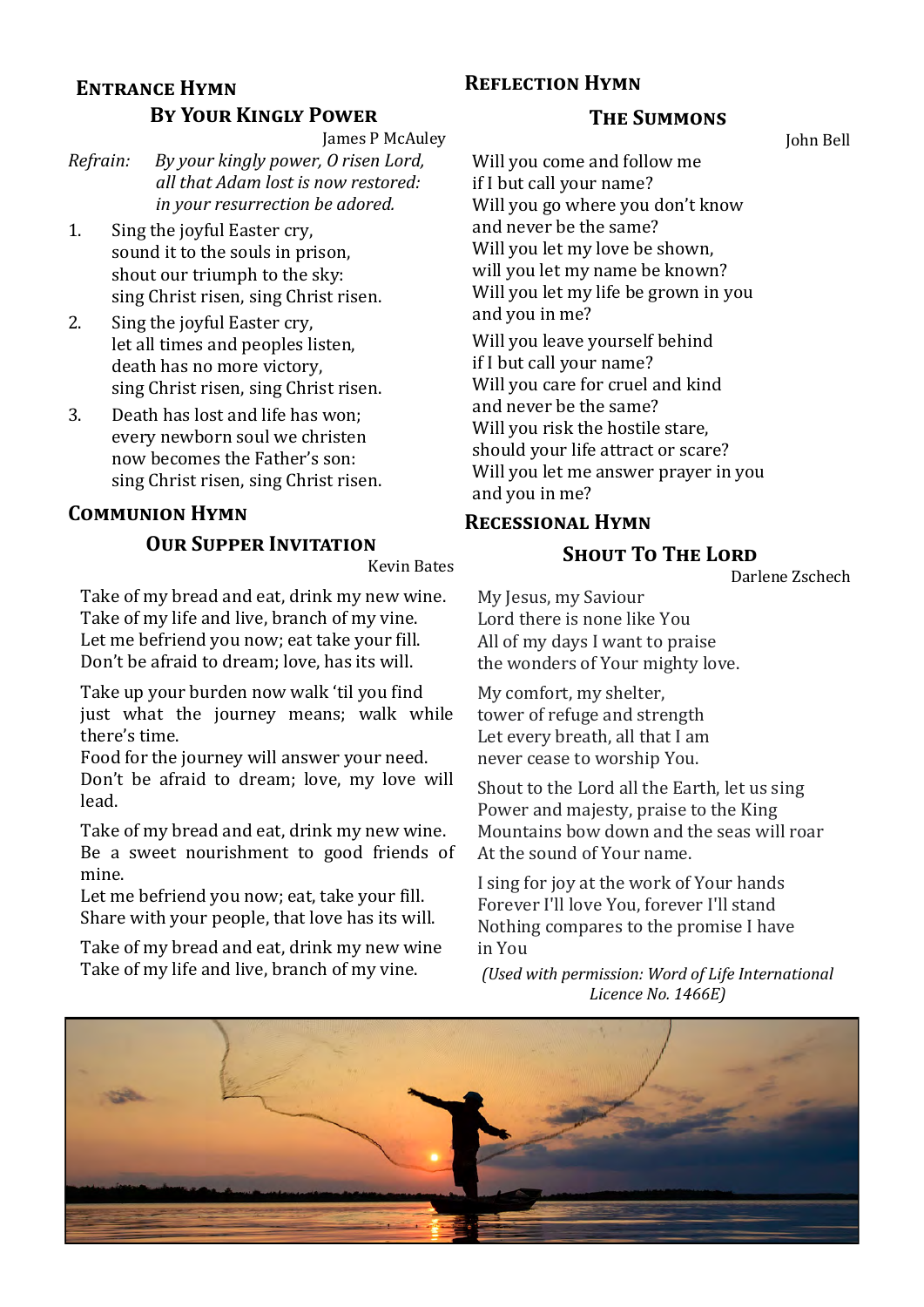## Entrance Hymn

### By Your Kingly Power

James P McAuley

*Refrain:* *By your kingly power, O risen Lord,*
*all that Adam lost is now restored:*
*in your resurrection be adored.*

1. Sing the joyful Easter cry,
   sound it to the souls in prison,
   shout our triumph to the sky:
   sing Christ risen, sing Christ risen.
2. Sing the joyful Easter cry,
   let all times and peoples listen,
   death has no more victory,
   sing Christ risen, sing Christ risen.
3. Death has lost and life has won;
   every newborn soul we christen
   now becomes the Father's son:
   sing Christ risen, sing Christ risen.

## Communion Hymn

### Our Supper Invitation

Kevin Bates

Take of my bread and eat, drink my new wine.
Take of my life and live, branch of my vine.
Let me befriend you now; eat take your fill.
Don't be afraid to dream; love, has its will.

Take up your burden now walk 'til you find just what the journey means; walk while there's time.
Food for the journey will answer your need.
Don't be afraid to dream; love, my love will lead.

Take of my bread and eat, drink my new wine.
Be a sweet nourishment to good friends of mine.
Let me befriend you now; eat, take your fill.
Share with your people, that love has its will.

Take of my bread and eat, drink my new wine
Take of my life and live, branch of my vine.

## Reflection Hymn

### The Summons

John Bell

Will you come and follow me
if I but call your name?
Will you go where you don't know
and never be the same?
Will you let my love be shown,
will you let my name be known?
Will you let my life be grown in you
and you in me?

Will you leave yourself behind
if I but call your name?
Will you care for cruel and kind
and never be the same?
Will you risk the hostile stare,
should your life attract or scare?
Will you let me answer prayer in you
and you in me?

## Recessional Hymn

### Shout To The Lord

Darlene Zschech

My Jesus, my Saviour
Lord there is none like You
All of my days I want to praise
the wonders of Your mighty love.

My comfort, my shelter,
tower of refuge and strength
Let every breath, all that I am
never cease to worship You.

Shout to the Lord all the Earth, let us sing
Power and majesty, praise to the King
Mountains bow down and the seas will roar
At the sound of Your name.

I sing for joy at the work of Your hands
Forever I'll love You, forever I'll stand
Nothing compares to the promise I have
in You

*(Used with permission: Word of Life International Licence No. 1466E)*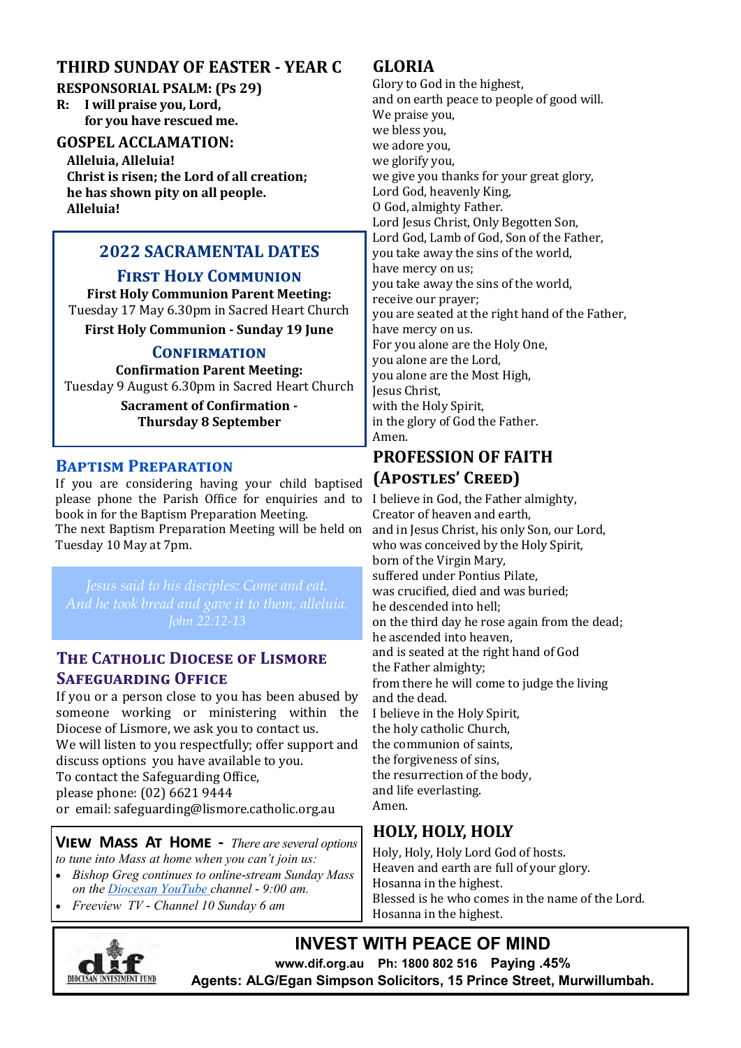## THIRD SUNDAY OF EASTER - YEAR C

**RESPONSORIAL PSALM: (Ps 29)**

**R: I will praise you, Lord,**
**for you have rescued me.**

### GOSPEL ACCLAMATION:

**Alleluia, Alleluia!**
**Christ is risen; the Lord of all creation;**
**he has shown pity on all people.**
**Alleluia!**

## 2022 SACRAMENTAL DATES

### First Holy Communion

**First Holy Communion Parent Meeting:**
Tuesday 17 May 6.30pm in Sacred Heart Church

**First Holy Communion - Sunday 19 June**

### Confirmation

**Confirmation Parent Meeting:**
Tuesday 9 August 6.30pm in Sacred Heart Church

**Sacrament of Confirmation - Thursday 8 September**

### Baptism Preparation

If you are considering having your child baptised please phone the Parish Office for enquiries and to book in for the Baptism Preparation Meeting.
The next Baptism Preparation Meeting will be held on Tuesday 10 May at 7pm.

*Jesus said to his disciples: Come and eat. And he took bread and gave it to them, alleluia.*
*John 22:12-13*

### The Catholic Diocese of Lismore Safeguarding Office

If you or a person close to you has been abused by someone working or ministering within the Diocese of Lismore, we ask you to contact us.
We will listen to you respectfully; offer support and discuss options you have available to you.
To contact the Safeguarding Office,
please phone: (02) 6621 9444
or email: safeguarding@lismore.catholic.org.au

**View Mass At Home -** *There are several options to tune into Mass at home when you can't join us:*

- *Bishop Greg continues to online-stream Sunday Mass on the Diocesan YouTube channel - 9:00 am.*
- *Freeview TV - Channel 10 Sunday 6 am*

## GLORIA

Glory to God in the highest,
and on earth peace to people of good will.
We praise you,
we bless you,
we adore you,
we glorify you,
we give you thanks for your great glory,
Lord God, heavenly King,
O God, almighty Father.
Lord Jesus Christ, Only Begotten Son,
Lord God, Lamb of God, Son of the Father,
you take away the sins of the world,
have mercy on us;
you take away the sins of the world,
receive our prayer;
you are seated at the right hand of the Father,
have mercy on us.
For you alone are the Holy One,
you alone are the Lord,
you alone are the Most High,
Jesus Christ,
with the Holy Spirit,
in the glory of God the Father.
Amen.

## PROFESSION OF FAITH (Apostles' Creed)

I believe in God, the Father almighty,
Creator of heaven and earth,
and in Jesus Christ, his only Son, our Lord,
who was conceived by the Holy Spirit,
born of the Virgin Mary,
suffered under Pontius Pilate,
was crucified, died and was buried;
he descended into hell;
on the third day he rose again from the dead;
he ascended into heaven,
and is seated at the right hand of God
the Father almighty;
from there he will come to judge the living
and the dead.
I believe in the Holy Spirit,
the holy catholic Church,
the communion of saints,
the forgiveness of sins,
the resurrection of the body,
and life everlasting.
Amen.

## HOLY, HOLY, HOLY

Holy, Holy, Holy Lord God of hosts.
Heaven and earth are full of your glory.
Hosanna in the highest.
Blessed is he who comes in the name of the Lord.
Hosanna in the highest.

DIOCESAN INVESTMENT FUND

**INVEST WITH PEACE OF MIND**

**www.dif.org.au Ph: 1800 802 516 Paying .45%**

**Agents: ALG/Egan Simpson Solicitors, 15 Prince Street, Murwillumbah.**